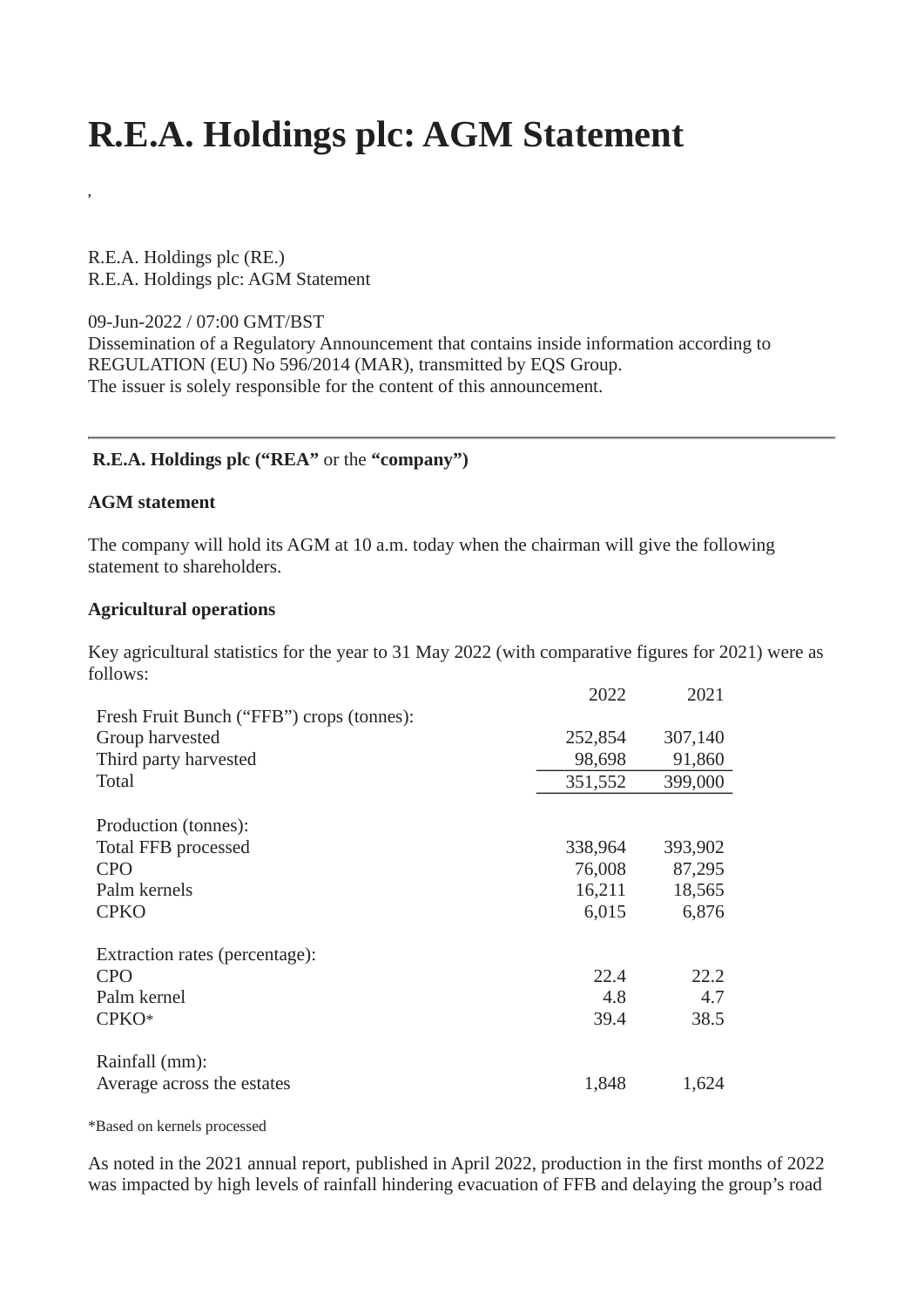# R.E.A. Holdings plc: AGM Statement

,

R.E.A. Holdings plc (RE.)
R.E.A. Holdings plc: AGM Statement

09-Jun-2022 / 07:00 GMT/BST
Dissemination of a Regulatory Announcement that contains inside information according to REGULATION (EU) No 596/2014 (MAR), transmitted by EQS Group.
The issuer is solely responsible for the content of this announcement.

---

**R.E.A. Holdings plc (“REA”** or the **“company”)**

**AGM statement**

The company will hold its AGM at 10 a.m. today when the chairman will give the following statement to shareholders.

**Agricultural operations**

Key agricultural statistics for the year to 31 May 2022 (with comparative figures for 2021) were as follows:

| | 2022 | 2021 |
|---|---|---|
| Fresh Fruit Bunch (“FFB”) crops (tonnes): | | |
| Group harvested | 252,854 | 307,140 |
| Third party harvested | 98,698 | 91,860 |
| Total | 351,552 | 399,000 |
| | | |
| Production (tonnes): | | |
| Total FFB processed | 338,964 | 393,902 |
| CPO | 76,008 | 87,295 |
| Palm kernels | 16,211 | 18,565 |
| CPKO | 6,015 | 6,876 |
| | | |
| Extraction rates (percentage): | | |
| CPO | 22.4 | 22.2 |
| Palm kernel | 4.8 | 4.7 |
| CPKO* | 39.4 | 38.5 |
| | | |
| Rainfall (mm): | | |
| Average across the estates | 1,848 | 1,624 |

*Based on kernels processed

As noted in the 2021 annual report, published in April 2022, production in the first months of 2022 was impacted by high levels of rainfall hindering evacuation of FFB and delaying the group’s road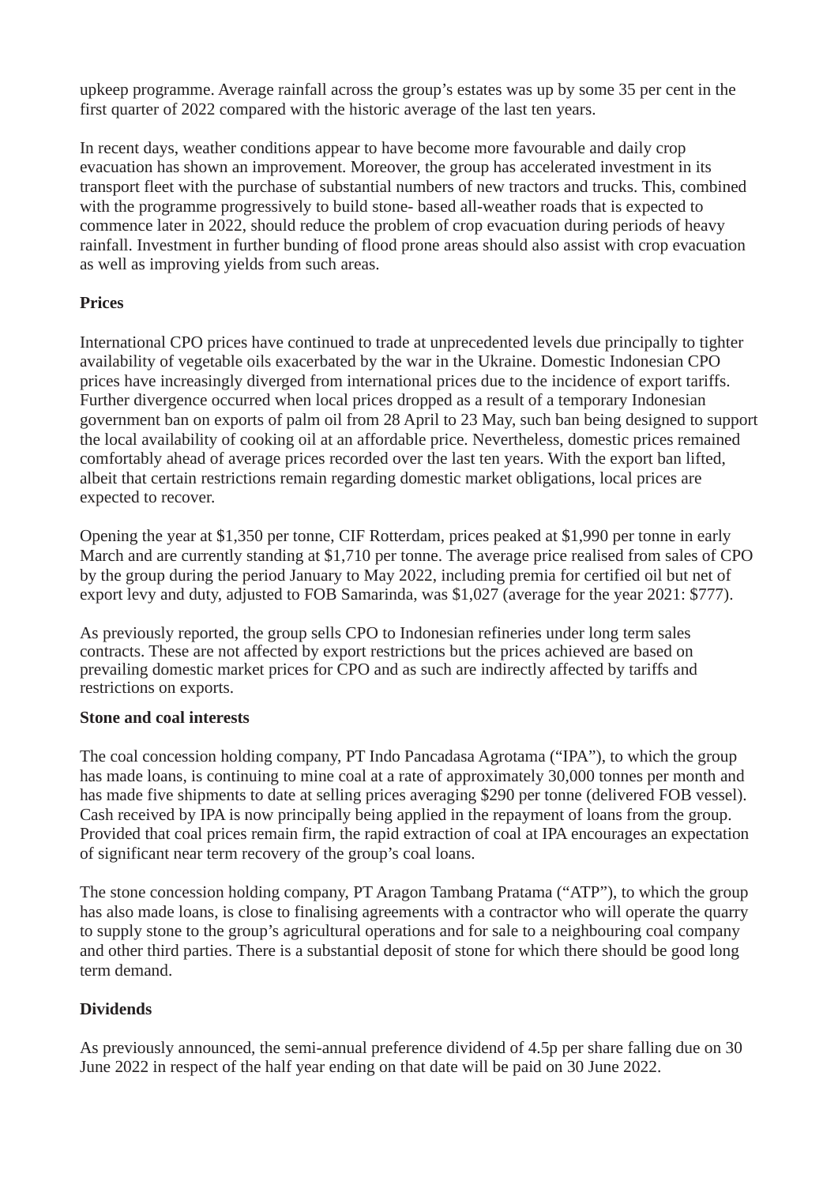upkeep programme. Average rainfall across the group's estates was up by some 35 per cent in the first quarter of 2022 compared with the historic average of the last ten years.

In recent days, weather conditions appear to have become more favourable and daily crop evacuation has shown an improvement. Moreover, the group has accelerated investment in its transport fleet with the purchase of substantial numbers of new tractors and trucks. This, combined with the programme progressively to build stone- based all-weather roads that is expected to commence later in 2022, should reduce the problem of crop evacuation during periods of heavy rainfall. Investment in further bunding of flood prone areas should also assist with crop evacuation as well as improving yields from such areas.

**Prices**

International CPO prices have continued to trade at unprecedented levels due principally to tighter availability of vegetable oils exacerbated by the war in the Ukraine. Domestic Indonesian CPO prices have increasingly diverged from international prices due to the incidence of export tariffs. Further divergence occurred when local prices dropped as a result of a temporary Indonesian government ban on exports of palm oil from 28 April to 23 May, such ban being designed to support the local availability of cooking oil at an affordable price. Nevertheless, domestic prices remained comfortably ahead of average prices recorded over the last ten years. With the export ban lifted, albeit that certain restrictions remain regarding domestic market obligations, local prices are expected to recover.

Opening the year at $1,350 per tonne, CIF Rotterdam, prices peaked at $1,990 per tonne in early March and are currently standing at $1,710 per tonne. The average price realised from sales of CPO by the group during the period January to May 2022, including premia for certified oil but net of export levy and duty, adjusted to FOB Samarinda, was $1,027 (average for the year 2021: $777).

As previously reported, the group sells CPO to Indonesian refineries under long term sales contracts. These are not affected by export restrictions but the prices achieved are based on prevailing domestic market prices for CPO and as such are indirectly affected by tariffs and restrictions on exports.

**Stone and coal interests**

The coal concession holding company, PT Indo Pancadasa Agrotama ("IPA"), to which the group has made loans, is continuing to mine coal at a rate of approximately 30,000 tonnes per month and has made five shipments to date at selling prices averaging $290 per tonne (delivered FOB vessel). Cash received by IPA is now principally being applied in the repayment of loans from the group. Provided that coal prices remain firm, the rapid extraction of coal at IPA encourages an expectation of significant near term recovery of the group's coal loans.

The stone concession holding company, PT Aragon Tambang Pratama ("ATP"), to which the group has also made loans, is close to finalising agreements with a contractor who will operate the quarry to supply stone to the group's agricultural operations and for sale to a neighbouring coal company and other third parties. There is a substantial deposit of stone for which there should be good long term demand.

**Dividends**

As previously announced, the semi-annual preference dividend of 4.5p per share falling due on 30 June 2022 in respect of the half year ending on that date will be paid on 30 June 2022.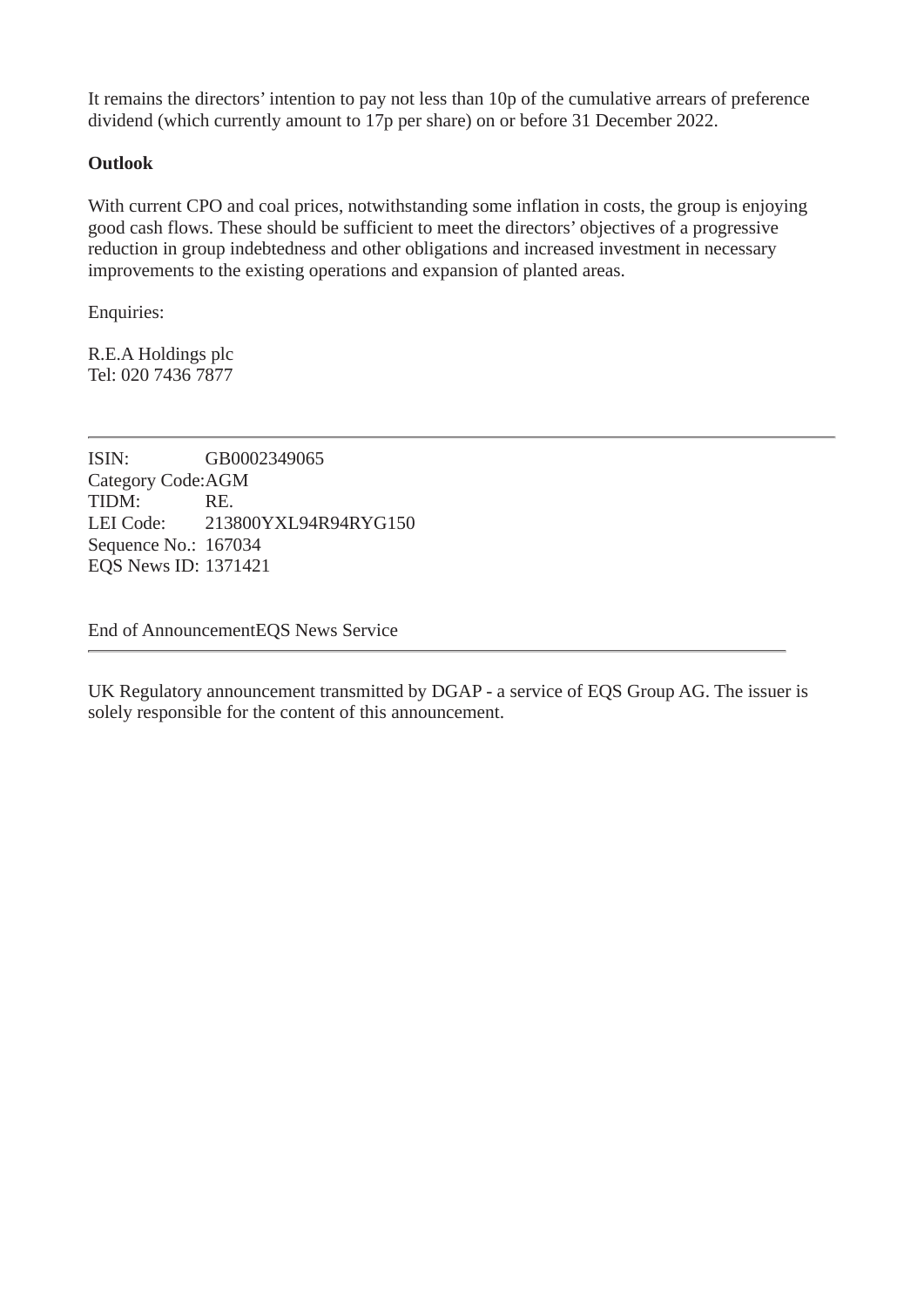It remains the directors' intention to pay not less than 10p of the cumulative arrears of preference dividend (which currently amount to 17p per share) on or before 31 December 2022.

**Outlook**

With current CPO and coal prices, notwithstanding some inflation in costs, the group is enjoying good cash flows. These should be sufficient to meet the directors' objectives of a progressive reduction in group indebtedness and other obligations and increased investment in necessary improvements to the existing operations and expansion of planted areas.

Enquiries:

R.E.A Holdings plc
Tel: 020 7436 7877

---

| | |
|---|---|
| ISIN: | GB0002349065 |
| Category Code: | AGM |
| TIDM: | RE. |
| LEI Code: | 213800YXL94R94RYG150 |
| Sequence No.: | 167034 |
| EQS News ID: | 1371421 |

End of AnnouncementEQS News Service

---

UK Regulatory announcement transmitted by DGAP - a service of EQS Group AG. The issuer is solely responsible for the content of this announcement.